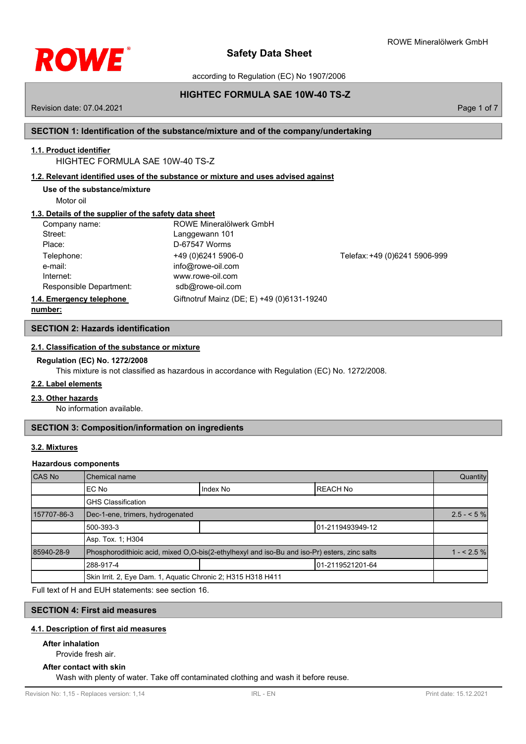# Safety Data Sheet

according to Regulation (EC) No 1907/2006

## HIGHTEC FORMULA SAE 10W-40 TS-Z

Revision date: 07.04.2021

## SECTION 1: Identification of the substance/mixture and of the company/undertaking

### 1.1. Product identifier

HIGHTEC FORMULA SAE 10W-40 TS-Z

### 1.2. Relevant identified uses of the substance or mixture and uses advised against

**Use of the substance/mixture**

Motor oil

### 1.3. Details of the supplier of the safety data sheet

| | | |
|---|---|---|
| Company name: | ROWE Mineralölwerk GmbH | |
| Street: | Langgewann 101 | |
| Place: | D-67547 Worms | |
| Telephone: | +49 (0)6241 5906-0 | Telefax: +49 (0)6241 5906-999 |
| e-mail: | info@rowe-oil.com | |
| Internet: | www.rowe-oil.com | |
| Responsible Department: | sdb@rowe-oil.com | |

**1.4. Emergency telephone number:** Giftnotruf Mainz (DE; E) +49 (0)6131-19240

## SECTION 2: Hazards identification

### 2.1. Classification of the substance or mixture

**Regulation (EC) No. 1272/2008**

This mixture is not classified as hazardous in accordance with Regulation (EC) No. 1272/2008.

### 2.2. Label elements

### 2.3. Other hazards

No information available.

## SECTION 3: Composition/information on ingredients

### 3.2. Mixtures

**Hazardous components**

| CAS No | Chemical name | | | Quantity |
|---|---|---|---|---|
| | EC No | Index No | REACH No | |
| | GHS Classification | | | |
| 157707-86-3 | Dec-1-ene, trimers, hydrogenated | | | 2.5 - < 5 % |
| | 500-393-3 | | 01-2119493949-12 | |
| | Asp. Tox. 1; H304 | | | |
| 85940-28-9 | Phosphorodithioic acid, mixed O,O-bis(2-ethylhexyl and iso-Bu and iso-Pr) esters, zinc salts | | | 1 - < 2.5 % |
| | 288-917-4 | | 01-2119521201-64 | |
| | Skin Irrit. 2, Eye Dam. 1, Aquatic Chronic 2; H315 H318 H411 | | | |

Full text of H and EUH statements: see section 16.

## SECTION 4: First aid measures

### 4.1. Description of first aid measures

**After inhalation**

Provide fresh air.

**After contact with skin**

Wash with plenty of water. Take off contaminated clothing and wash it before reuse.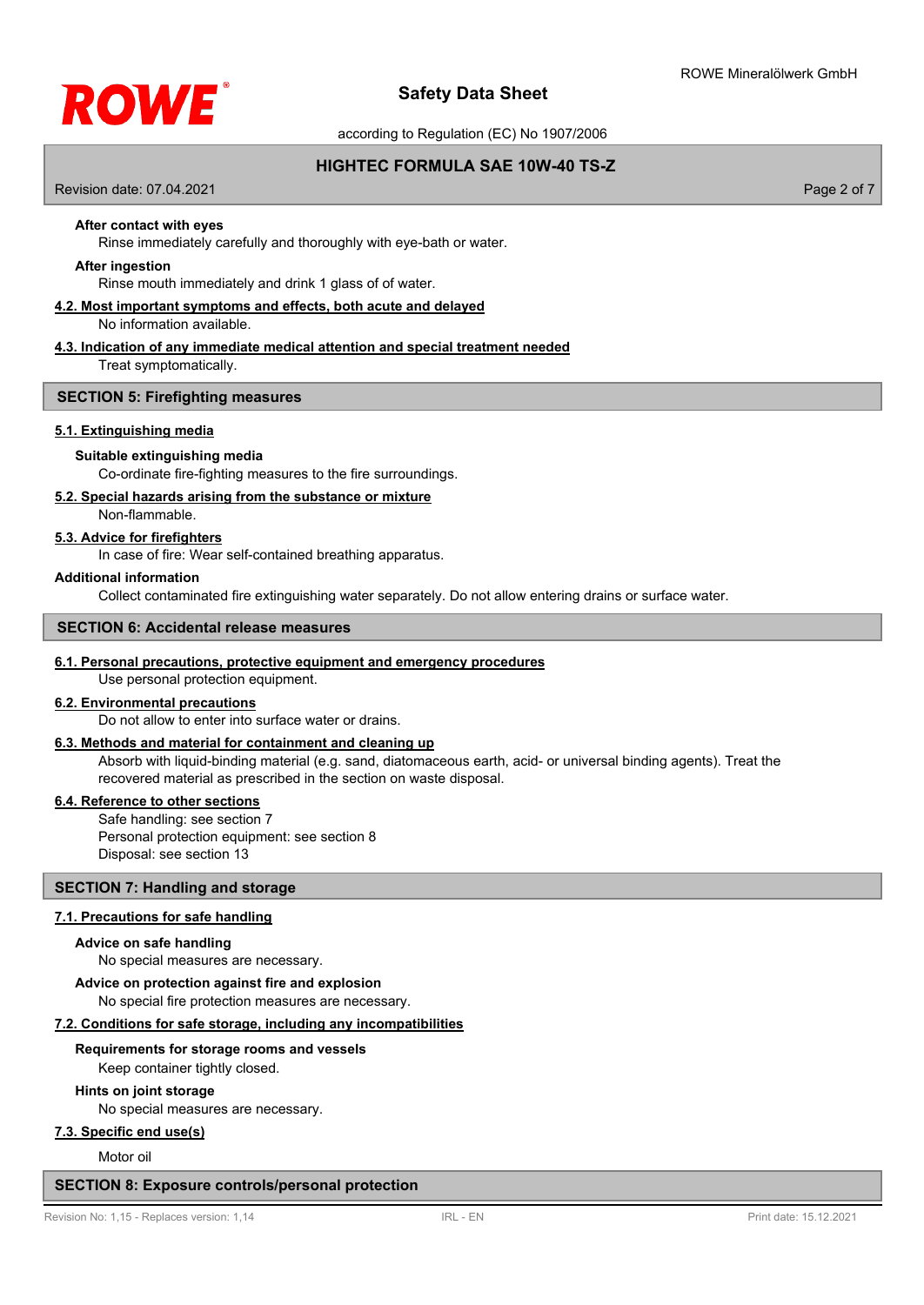**After contact with eyes**

Rinse immediately carefully and thoroughly with eye-bath or water.

**After ingestion**

Rinse mouth immediately and drink 1 glass of of water.

### 4.2. Most important symptoms and effects, both acute and delayed

No information available.

### 4.3. Indication of any immediate medical attention and special treatment needed

Treat symptomatically.

## SECTION 5: Firefighting measures

### 5.1. Extinguishing media

**Suitable extinguishing media**

Co-ordinate fire-fighting measures to the fire surroundings.

### 5.2. Special hazards arising from the substance or mixture

Non-flammable.

### 5.3. Advice for firefighters

In case of fire: Wear self-contained breathing apparatus.

**Additional information**

Collect contaminated fire extinguishing water separately. Do not allow entering drains or surface water.

## SECTION 6: Accidental release measures

### 6.1. Personal precautions, protective equipment and emergency procedures

Use personal protection equipment.

### 6.2. Environmental precautions

Do not allow to enter into surface water or drains.

### 6.3. Methods and material for containment and cleaning up

Absorb with liquid-binding material (e.g. sand, diatomaceous earth, acid- or universal binding agents). Treat the recovered material as prescribed in the section on waste disposal.

### 6.4. Reference to other sections

Safe handling: see section 7
Personal protection equipment: see section 8
Disposal: see section 13

## SECTION 7: Handling and storage

### 7.1. Precautions for safe handling

**Advice on safe handling**

No special measures are necessary.

**Advice on protection against fire and explosion**

No special fire protection measures are necessary.

### 7.2. Conditions for safe storage, including any incompatibilities

**Requirements for storage rooms and vessels**

Keep container tightly closed.

**Hints on joint storage**

No special measures are necessary.

### 7.3. Specific end use(s)

Motor oil

## SECTION 8: Exposure controls/personal protection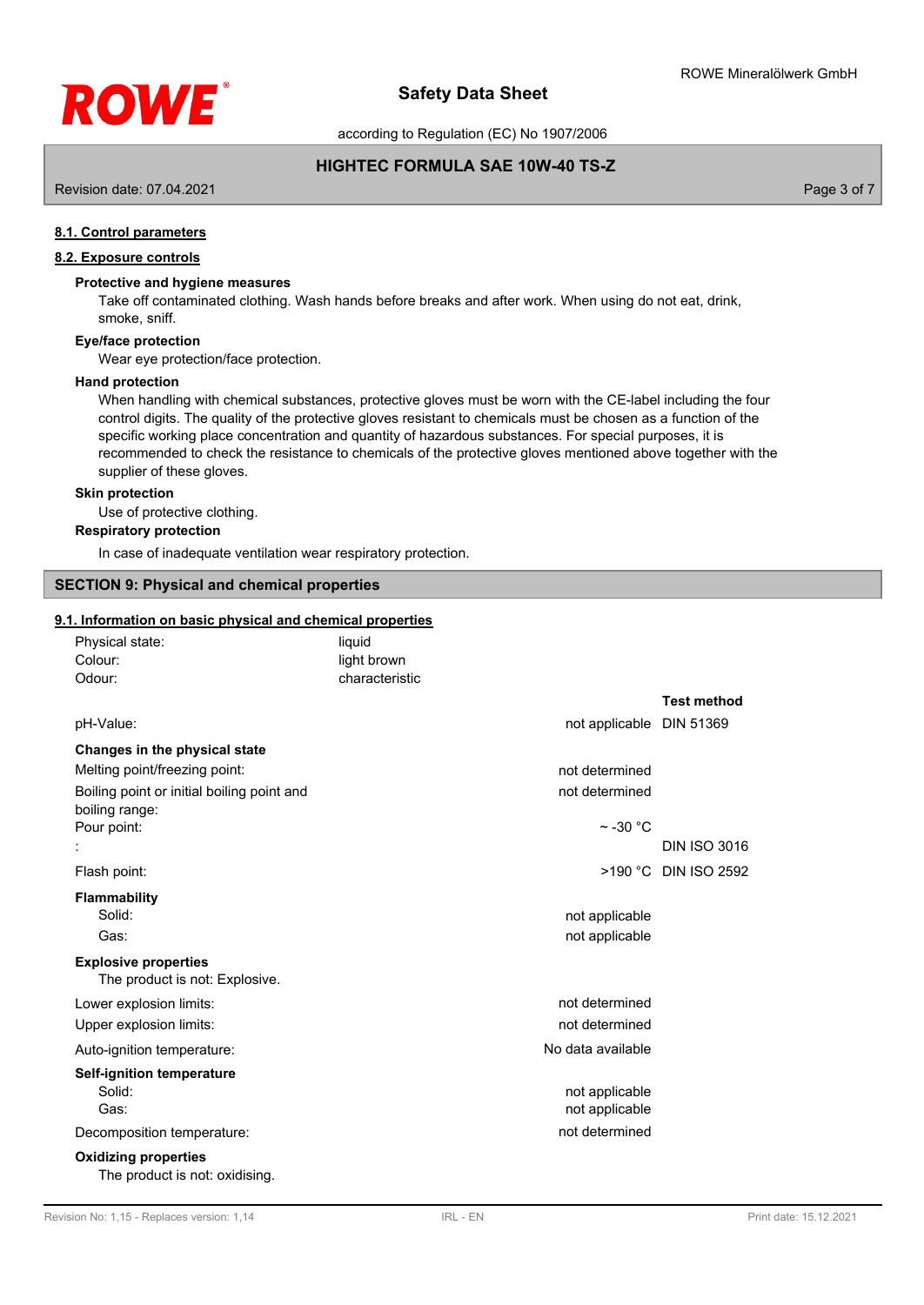#### 8.1. Control parameters

#### 8.2. Exposure controls

**Protective and hygiene measures**

Take off contaminated clothing. Wash hands before breaks and after work. When using do not eat, drink, smoke, sniff.

**Eye/face protection**

Wear eye protection/face protection.

**Hand protection**

When handling with chemical substances, protective gloves must be worn with the CE-label including the four control digits. The quality of the protective gloves resistant to chemicals must be chosen as a function of the specific working place concentration and quantity of hazardous substances. For special purposes, it is recommended to check the resistance to chemicals of the protective gloves mentioned above together with the supplier of these gloves.

**Skin protection**

Use of protective clothing.

**Respiratory protection**

In case of inadequate ventilation wear respiratory protection.

## SECTION 9: Physical and chemical properties

#### 9.1. Information on basic physical and chemical properties

| | | |
|---|---|---|
| Physical state: | liquid | |
| Colour: | light brown | |
| Odour: | characteristic | |
| | | **Test method** |
| pH-Value: | not applicable | DIN 51369 |
| **Changes in the physical state** | | |
| Melting point/freezing point: | not determined | |
| Boiling point or initial boiling point and boiling range: | not determined | |
| Pour point: | ~ -30 °C | |
| : | | DIN ISO 3016 |
| Flash point: | >190 °C | DIN ISO 2592 |
| **Flammability** | | |
| Solid: | not applicable | |
| Gas: | not applicable | |
| **Explosive properties** | | |
| The product is not: Explosive. | | |
| Lower explosion limits: | not determined | |
| Upper explosion limits: | not determined | |
| Auto-ignition temperature: | No data available | |
| **Self-ignition temperature** | | |
| Solid: | not applicable | |
| Gas: | not applicable | |
| Decomposition temperature: | not determined | |
| **Oxidizing properties** | | |
| The product is not: oxidising. | | |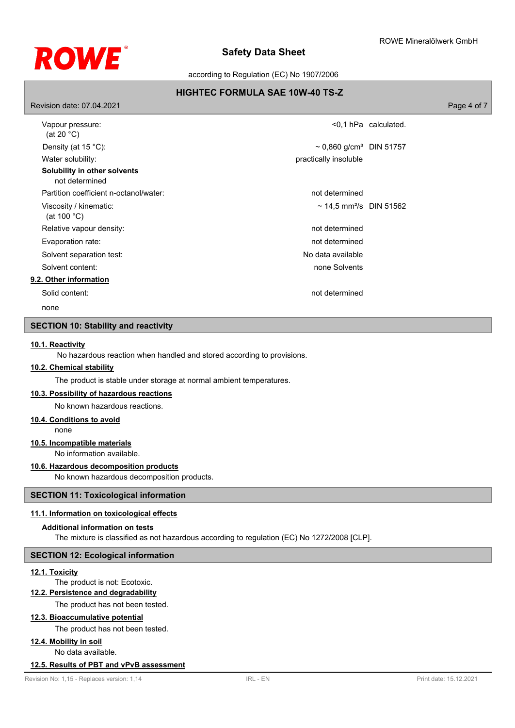| | | |
|---|---|---|
| Vapour pressure: (at 20 °C) | <0,1 hPa | calculated. |
| Density (at 15 °C): | ~ 0,860 g/cm³ | DIN 51757 |
| Water solubility: | practically insoluble | |

**Solubility in other solvents**

not determined

| | | |
|---|---|---|
| Partition coefficient n-octanol/water: | not determined | |
| Viscosity / kinematic: (at 100 °C) | ~ 14,5 mm²/s | DIN 51562 |
| Relative vapour density: | not determined | |
| Evaporation rate: | not determined | |
| Solvent separation test: | No data available | |
| Solvent content: | none Solvents | |

**9.2. Other information**

| | |
|---|---|
| Solid content: | not determined |

none

## SECTION 10: Stability and reactivity

**10.1. Reactivity**

No hazardous reaction when handled and stored according to provisions.

**10.2. Chemical stability**

The product is stable under storage at normal ambient temperatures.

**10.3. Possibility of hazardous reactions**

No known hazardous reactions.

**10.4. Conditions to avoid**

none

**10.5. Incompatible materials**

No information available.

**10.6. Hazardous decomposition products**

No known hazardous decomposition products.

## SECTION 11: Toxicological information

**11.1. Information on toxicological effects**

**Additional information on tests**

The mixture is classified as not hazardous according to regulation (EC) No 1272/2008 [CLP].

## SECTION 12: Ecological information

**12.1. Toxicity**

The product is not: Ecotoxic.

**12.2. Persistence and degradability**

The product has not been tested.

**12.3. Bioaccumulative potential**

The product has not been tested.

**12.4. Mobility in soil**

No data available.

**12.5. Results of PBT and vPvB assessment**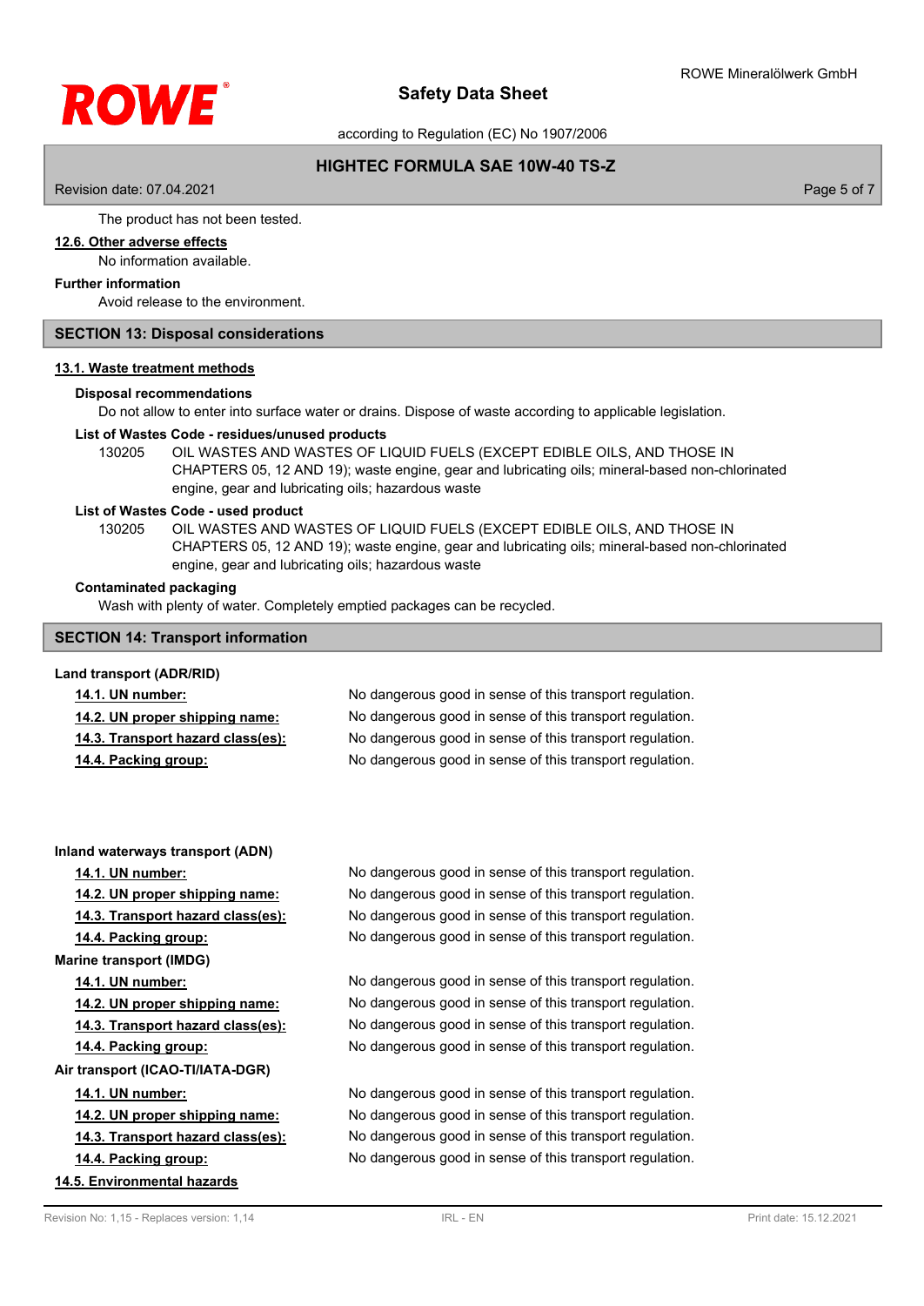The product has not been tested.

**12.6. Other adverse effects**

No information available.

**Further information**

Avoid release to the environment.

## SECTION 13: Disposal considerations

**13.1. Waste treatment methods**

**Disposal recommendations**

Do not allow to enter into surface water or drains. Dispose of waste according to applicable legislation.

**List of Wastes Code - residues/unused products**

130205 OIL WASTES AND WASTES OF LIQUID FUELS (EXCEPT EDIBLE OILS, AND THOSE IN CHAPTERS 05, 12 AND 19); waste engine, gear and lubricating oils; mineral-based non-chlorinated engine, gear and lubricating oils; hazardous waste

**List of Wastes Code - used product**

130205 OIL WASTES AND WASTES OF LIQUID FUELS (EXCEPT EDIBLE OILS, AND THOSE IN CHAPTERS 05, 12 AND 19); waste engine, gear and lubricating oils; mineral-based non-chlorinated engine, gear and lubricating oils; hazardous waste

**Contaminated packaging**

Wash with plenty of water. Completely emptied packages can be recycled.

## SECTION 14: Transport information

**Land transport (ADR/RID)**

**14.1. UN number:** No dangerous good in sense of this transport regulation.
**14.2. UN proper shipping name:** No dangerous good in sense of this transport regulation.
**14.3. Transport hazard class(es):** No dangerous good in sense of this transport regulation.
**14.4. Packing group:** No dangerous good in sense of this transport regulation.

**Inland waterways transport (ADN)**

**14.1. UN number:** No dangerous good in sense of this transport regulation.
**14.2. UN proper shipping name:** No dangerous good in sense of this transport regulation.
**14.3. Transport hazard class(es):** No dangerous good in sense of this transport regulation.
**14.4. Packing group:** No dangerous good in sense of this transport regulation.

**Marine transport (IMDG)**

**14.1. UN number:** No dangerous good in sense of this transport regulation.
**14.2. UN proper shipping name:** No dangerous good in sense of this transport regulation.
**14.3. Transport hazard class(es):** No dangerous good in sense of this transport regulation.
**14.4. Packing group:** No dangerous good in sense of this transport regulation.

**Air transport (ICAO-TI/IATA-DGR)**

**14.1. UN number:** No dangerous good in sense of this transport regulation.
**14.2. UN proper shipping name:** No dangerous good in sense of this transport regulation.
**14.3. Transport hazard class(es):** No dangerous good in sense of this transport regulation.
**14.4. Packing group:** No dangerous good in sense of this transport regulation.

**14.5. Environmental hazards**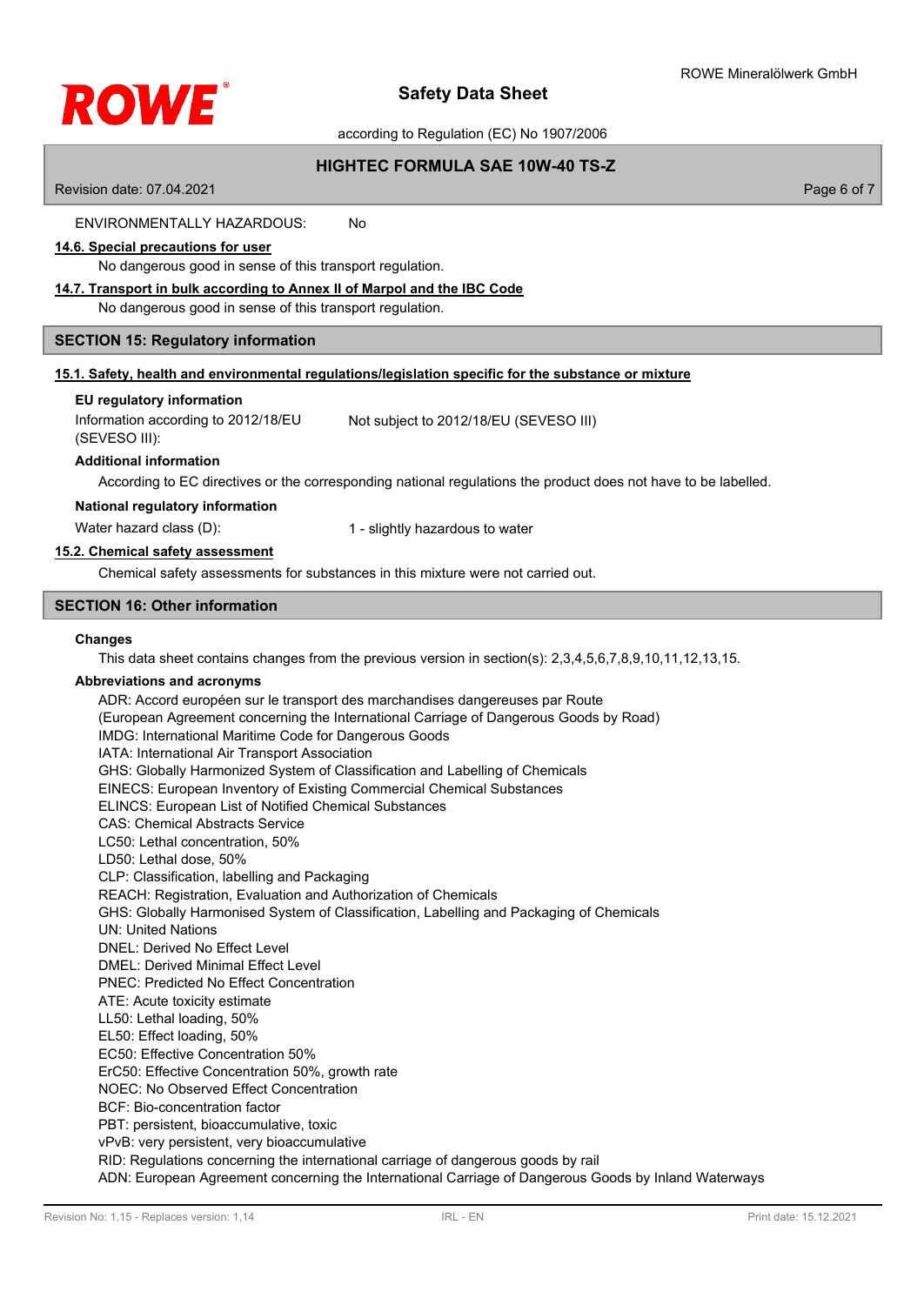ENVIRONMENTALLY HAZARDOUS: No

#### 14.6. Special precautions for user

No dangerous good in sense of this transport regulation.

#### 14.7. Transport in bulk according to Annex II of Marpol and the IBC Code

No dangerous good in sense of this transport regulation.

## SECTION 15: Regulatory information

#### 15.1. Safety, health and environmental regulations/legislation specific for the substance or mixture

**EU regulatory information**

Information according to 2012/18/EU (SEVESO III): Not subject to 2012/18/EU (SEVESO III)

**Additional information**

According to EC directives or the corresponding national regulations the product does not have to be labelled.

**National regulatory information**

Water hazard class (D): 1 - slightly hazardous to water

#### 15.2. Chemical safety assessment

Chemical safety assessments for substances in this mixture were not carried out.

## SECTION 16: Other information

**Changes**

This data sheet contains changes from the previous version in section(s): 2,3,4,5,6,7,8,9,10,11,12,13,15.

**Abbreviations and acronyms**

ADR: Accord européen sur le transport des marchandises dangereuses par Route
(European Agreement concerning the International Carriage of Dangerous Goods by Road)
IMDG: International Maritime Code for Dangerous Goods
IATA: International Air Transport Association
GHS: Globally Harmonized System of Classification and Labelling of Chemicals
EINECS: European Inventory of Existing Commercial Chemical Substances
ELINCS: European List of Notified Chemical Substances
CAS: Chemical Abstracts Service
LC50: Lethal concentration, 50%
LD50: Lethal dose, 50%
CLP: Classification, labelling and Packaging
REACH: Registration, Evaluation and Authorization of Chemicals
GHS: Globally Harmonised System of Classification, Labelling and Packaging of Chemicals
UN: United Nations
DNEL: Derived No Effect Level
DMEL: Derived Minimal Effect Level
PNEC: Predicted No Effect Concentration
ATE: Acute toxicity estimate
LL50: Lethal loading, 50%
EL50: Effect loading, 50%
EC50: Effective Concentration 50%
ErC50: Effective Concentration 50%, growth rate
NOEC: No Observed Effect Concentration
BCF: Bio-concentration factor
PBT: persistent, bioaccumulative, toxic
vPvB: very persistent, very bioaccumulative
RID: Regulations concerning the international carriage of dangerous goods by rail
ADN: European Agreement concerning the International Carriage of Dangerous Goods by Inland Waterways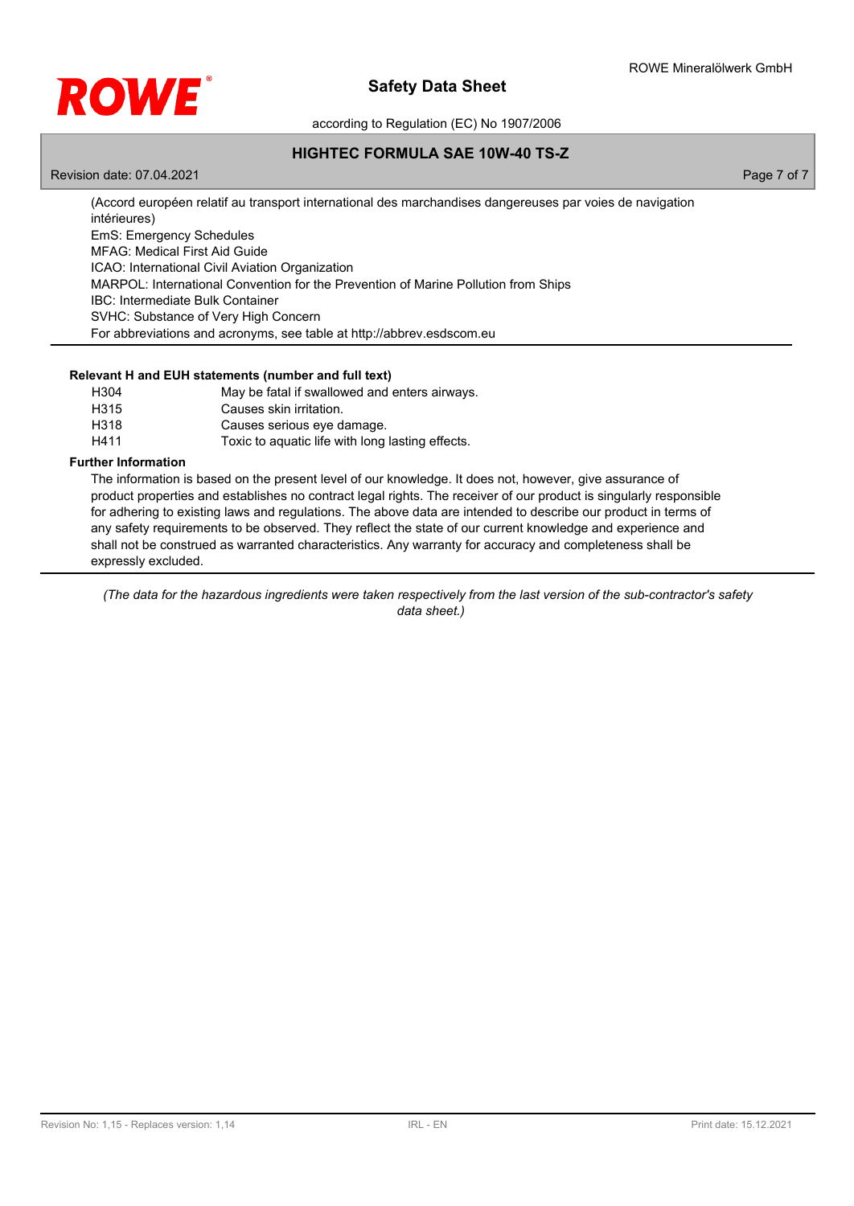(Accord européen relatif au transport international des marchandises dangereuses par voies de navigation intérieures)
EmS: Emergency Schedules
MFAG: Medical First Aid Guide
ICAO: International Civil Aviation Organization
MARPOL: International Convention for the Prevention of Marine Pollution from Ships
IBC: Intermediate Bulk Container
SVHC: Substance of Very High Concern
For abbreviations and acronyms, see table at http://abbrev.esdscom.eu

**Relevant H and EUH statements (number and full text)**

| | |
|---|---|
| H304 | May be fatal if swallowed and enters airways. |
| H315 | Causes skin irritation. |
| H318 | Causes serious eye damage. |
| H411 | Toxic to aquatic life with long lasting effects. |

**Further Information**

The information is based on the present level of our knowledge. It does not, however, give assurance of product properties and establishes no contract legal rights. The receiver of our product is singularly responsible for adhering to existing laws and regulations. The above data are intended to describe our product in terms of any safety requirements to be observed. They reflect the state of our current knowledge and experience and shall not be construed as warranted characteristics. Any warranty for accuracy and completeness shall be expressly excluded.

*(The data for the hazardous ingredients were taken respectively from the last version of the sub-contractor's safety data sheet.)*